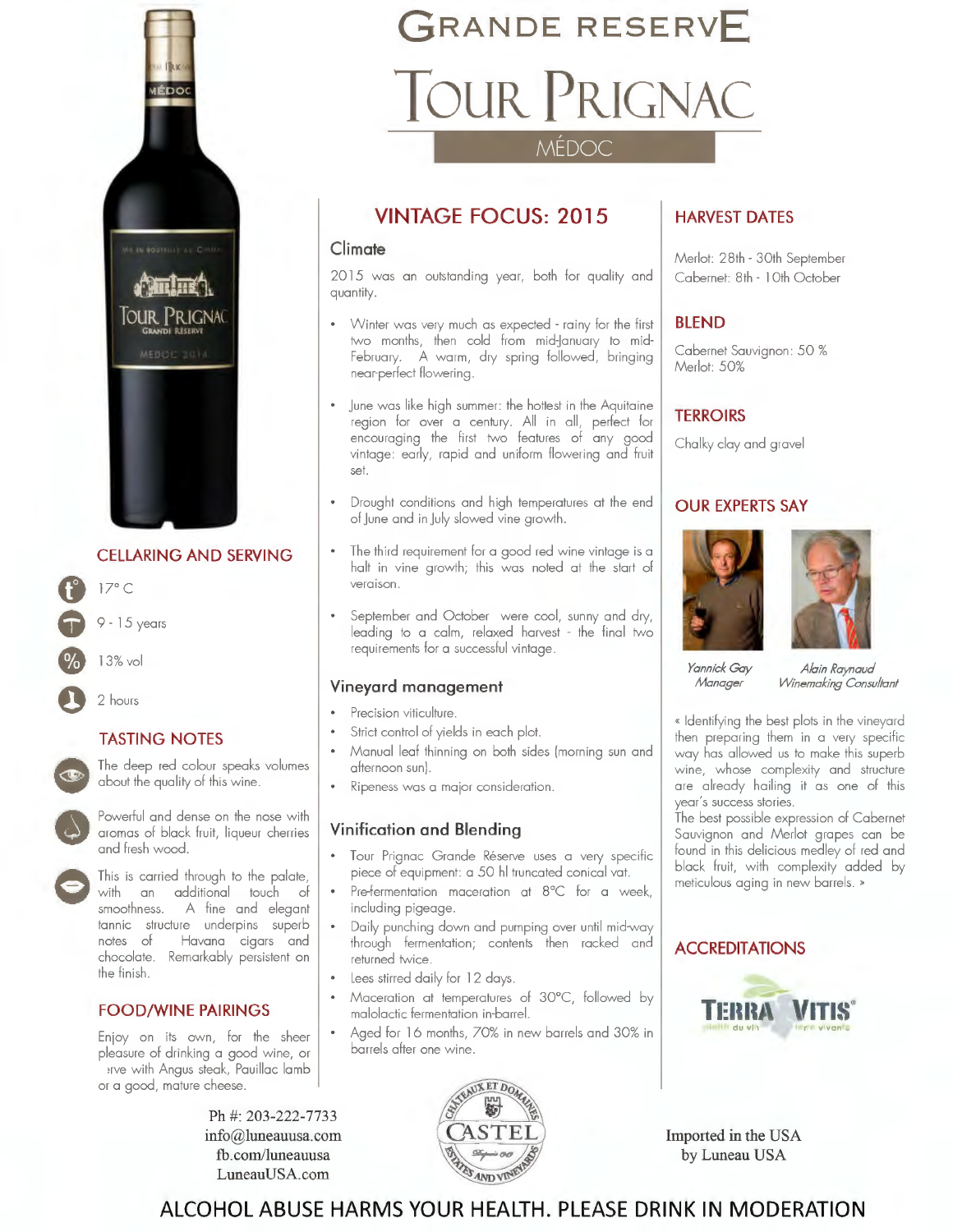# GRANDE RESERVE

# TOUR PRIGNAC

## MÉDOC

## VINTAGE FOCUS: 2015

### Climate

2015 was an outstanding year, both for quality and quantity.

- Winter was very much as expected - rainy for the first two months, then cold from mid-January to mid-February. A warm, dry spring followed, bringing near-perfect flowering.
- June was like high summer: the hottest in the Aquitaine region for over a century. All in all, perfect for encouraging the first two features of any good vintage: early, rapid and uniform flowering and fruit set.
- Drought conditions and high temperatures at the end of June and in July slowed vine growth.
- The third requirement for a good red wine vintage is a halt in vine growth; this was noted at the start of veraison.
- September and October were cool, sunny and dry, leading to a calm, relaxed harvest - the final two requirements for a successful vintage.

### Vineyard management

- Precision viticulture.
- Strict control of yields in each plot.
- Manual leaf thinning on both sides (morning sun and afternoon sun).
- Ripeness was a major consideration.

### Vinification and Blending

- Tour Prignac Grande Réserve uses a very specific piece of equipment: a 50 hl truncated conical vat.
- Pre-fermentation maceration at 8°C for a week, including pigeage.
- Daily punching down and pumping over until mid-way through fermentation; contents then racked and returned twice.
- Lees stirred daily for 12 days.
- Maceration at temperatures of 30°C, followed by malolactic fermentation in-barrel.
- Aged for 16 months, 70% in new barrels and 30% in barrels after one wine.

## HARVEST DATES

Merlot: 28th - 30th September
Cabernet: 8th - 10th October

## BLEND

Cabernet Sauvignon: 50 %
Merlot: 50%

## TERROIRS

Chalky clay and gravel

## OUR EXPERTS SAY

*Yannick Gay*
*Manager*

*Alain Raynaud*
*Winemaking Consultant*

« Identifying the best plots in the vineyard then preparing them in a very specific way has allowed us to make this superb wine, whose complexity and structure are already hailing it as one of this year's success stories.
The best possible expression of Cabernet Sauvignon and Merlot grapes can be found in this delicious medley of red and black fruit, with complexity added by meticulous aging in new barrels. »

## ACCREDITATIONS

TERRA VITIS

## CELLARING AND SERVING

- 17° C
- 9 - 15 years
- 13% vol
- 2 hours

## TASTING NOTES

The deep red colour speaks volumes about the quality of this wine.

Powerful and dense on the nose with aromas of black fruit, liqueur cherries and fresh wood.

This is carried through to the palate, with an additional touch of smoothness. A fine and elegant tannic structure underpins superb notes of Havana cigars and chocolate. Remarkably persistent on the finish.

## FOOD/WINE PAIRINGS

Enjoy on its own, for the sheer pleasure of drinking a good wine, or serve with Angus steak, Pauillac lamb or a good, mature cheese.

Ph #: 203-222-7733
info@luneauusa.com
fb.com/luneauusa
LuneauUSA.com

CASTEL

Imported in the USA
by Luneau USA

ALCOHOL ABUSE HARMS YOUR HEALTH. PLEASE DRINK IN MODERATION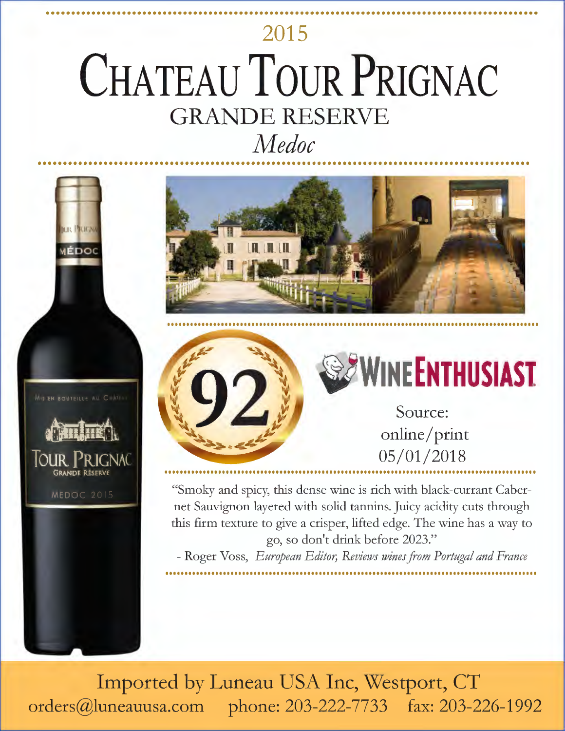2015

# Chateau Tour Prignac

## GRANDE RESERVE

*Medoc*

92

WINE ENTHUSIAST

Source:
online/print
05/01/2018

"Smoky and spicy, this dense wine is rich with black-currant Cabernet Sauvignon layered with solid tannins. Juicy acidity cuts through this firm texture to give a crisper, lifted edge. The wine has a way to go, so don't drink before 2023."

\- Roger Voss, *European Editor, Reviews wines from Portugal and France*

Imported by Luneau USA Inc, Westport, CT
orders@luneauusa.com phone: 203-222-7733 fax: 203-226-1992